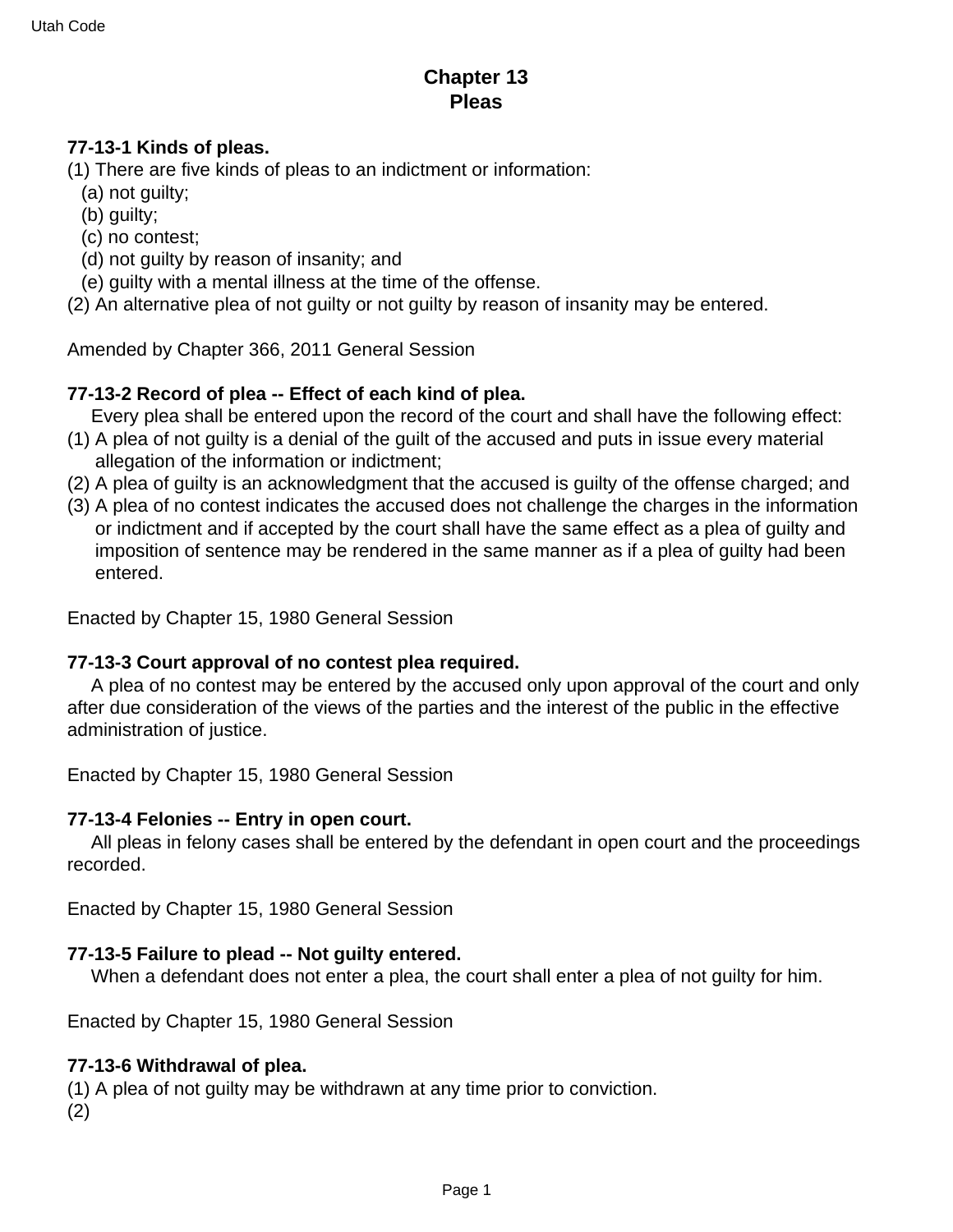# Chapter 13
# Pleas

**77-13-1 Kinds of pleas.**

(1) There are five kinds of pleas to an indictment or information:

   (a) not guilty;

   (b) guilty;

   (c) no contest;

   (d) not guilty by reason of insanity; and

   (e) guilty with a mental illness at the time of the offense.

(2) An alternative plea of not guilty or not guilty by reason of insanity may be entered.

Amended by Chapter 366, 2011 General Session

**77-13-2 Record of plea -- Effect of each kind of plea.**

Every plea shall be entered upon the record of the court and shall have the following effect:

(1) A plea of not guilty is a denial of the guilt of the accused and puts in issue every material allegation of the information or indictment;

(2) A plea of guilty is an acknowledgment that the accused is guilty of the offense charged; and

(3) A plea of no contest indicates the accused does not challenge the charges in the information or indictment and if accepted by the court shall have the same effect as a plea of guilty and imposition of sentence may be rendered in the same manner as if a plea of guilty had been entered.

Enacted by Chapter 15, 1980 General Session

**77-13-3 Court approval of no contest plea required.**

A plea of no contest may be entered by the accused only upon approval of the court and only after due consideration of the views of the parties and the interest of the public in the effective administration of justice.

Enacted by Chapter 15, 1980 General Session

**77-13-4 Felonies -- Entry in open court.**

All pleas in felony cases shall be entered by the defendant in open court and the proceedings recorded.

Enacted by Chapter 15, 1980 General Session

**77-13-5 Failure to plead -- Not guilty entered.**

When a defendant does not enter a plea, the court shall enter a plea of not guilty for him.

Enacted by Chapter 15, 1980 General Session

**77-13-6 Withdrawal of plea.**

(1) A plea of not guilty may be withdrawn at any time prior to conviction.

(2)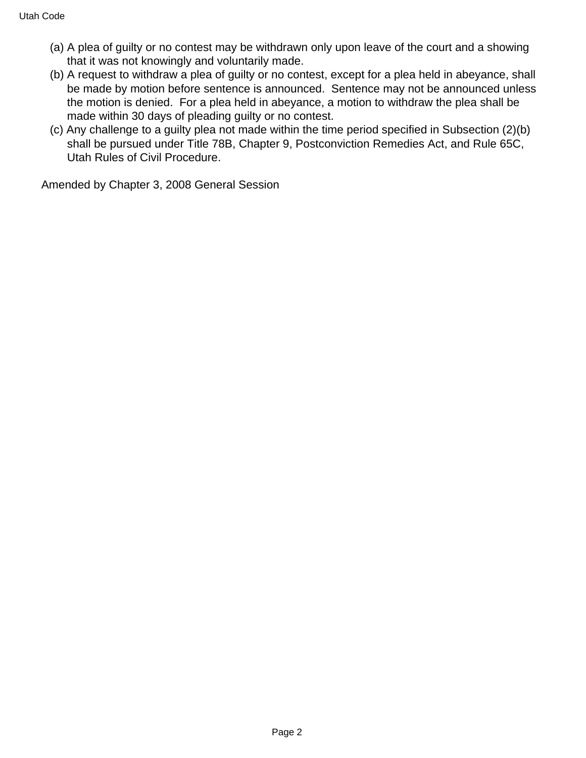(a) A plea of guilty or no contest may be withdrawn only upon leave of the court and a showing that it was not knowingly and voluntarily made.

(b) A request to withdraw a plea of guilty or no contest, except for a plea held in abeyance, shall be made by motion before sentence is announced. Sentence may not be announced unless the motion is denied. For a plea held in abeyance, a motion to withdraw the plea shall be made within 30 days of pleading guilty or no contest.

(c) Any challenge to a guilty plea not made within the time period specified in Subsection (2)(b) shall be pursued under Title 78B, Chapter 9, Postconviction Remedies Act, and Rule 65C, Utah Rules of Civil Procedure.

Amended by Chapter 3, 2008 General Session